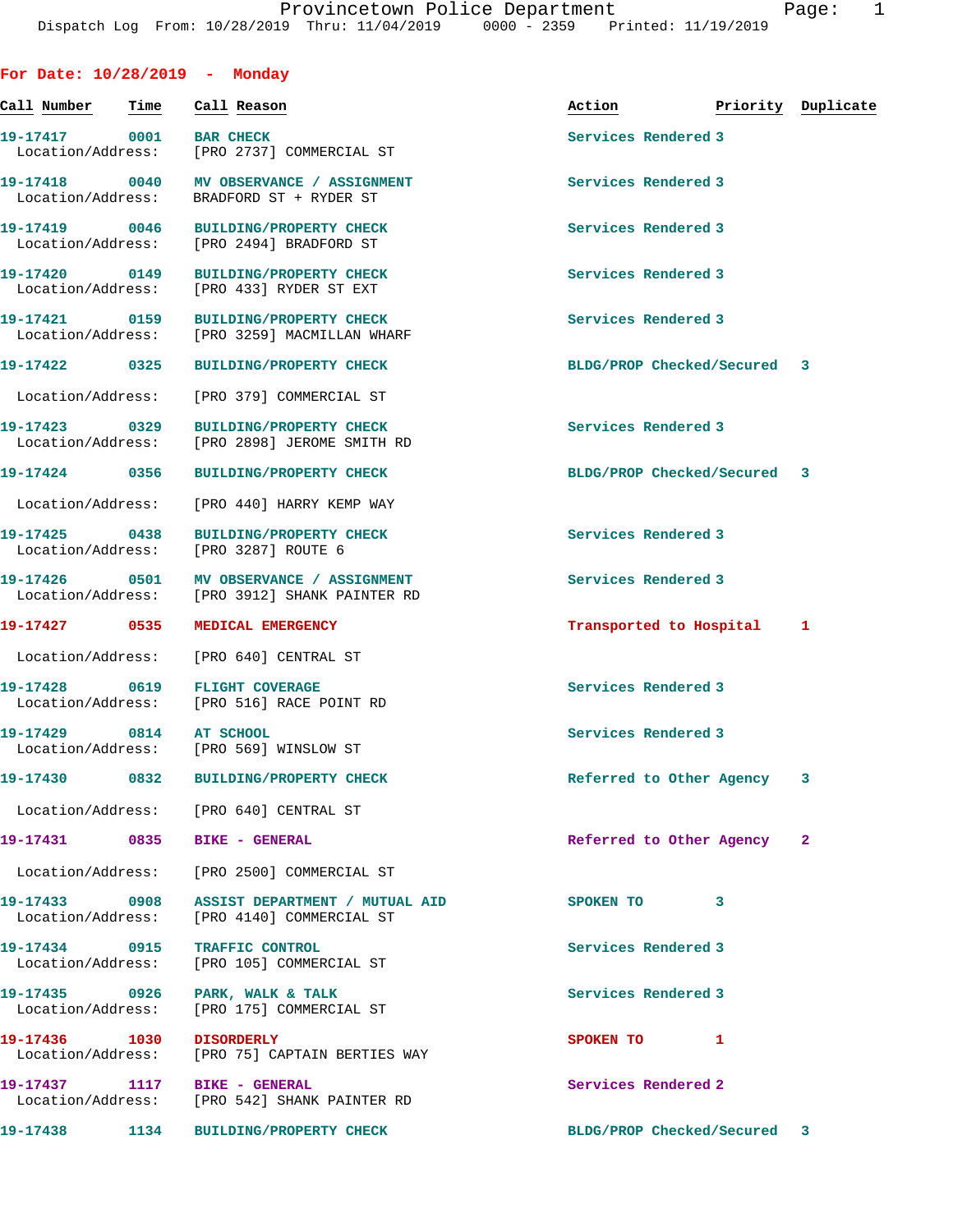Provincetown Police Department
Dispatch Log From: 10/28/2019 Thru: 11/04/2019 0000 - 2359 Printed: 11/19/2019

## For Date: 10/28/2019 - Monday

| Call Number | Time | Call Reason | Action | Priority | Duplicate |
|---|---|---|---|---|---|
| 19-17417 | 0001 | BAR CHECK<br>Location/Address: [PRO 2737] COMMERCIAL ST | Services Rendered | 3 | |
| 19-17418 | 0040 | MV OBSERVANCE / ASSIGNMENT<br>Location/Address: BRADFORD ST + RYDER ST | Services Rendered | 3 | |
| 19-17419 | 0046 | BUILDING/PROPERTY CHECK<br>Location/Address: [PRO 2494] BRADFORD ST | Services Rendered | 3 | |
| 19-17420 | 0149 | BUILDING/PROPERTY CHECK<br>Location/Address: [PRO 433] RYDER ST EXT | Services Rendered | 3 | |
| 19-17421 | 0159 | BUILDING/PROPERTY CHECK<br>Location/Address: [PRO 3259] MACMILLAN WHARF | Services Rendered | 3 | |
| 19-17422 | 0325 | BUILDING/PROPERTY CHECK<br>Location/Address: [PRO 379] COMMERCIAL ST | BLDG/PROP Checked/Secured | 3 | |
| 19-17423 | 0329 | BUILDING/PROPERTY CHECK<br>Location/Address: [PRO 2898] JEROME SMITH RD | Services Rendered | 3 | |
| 19-17424 | 0356 | BUILDING/PROPERTY CHECK<br>Location/Address: [PRO 440] HARRY KEMP WAY | BLDG/PROP Checked/Secured | 3 | |
| 19-17425 | 0438 | BUILDING/PROPERTY CHECK<br>Location/Address: [PRO 3287] ROUTE 6 | Services Rendered | 3 | |
| 19-17426 | 0501 | MV OBSERVANCE / ASSIGNMENT<br>Location/Address: [PRO 3912] SHANK PAINTER RD | Services Rendered | 3 | |
| 19-17427 | 0535 | MEDICAL EMERGENCY<br>Location/Address: [PRO 640] CENTRAL ST | Transported to Hospital | 1 | |
| 19-17428 | 0619 | FLIGHT COVERAGE<br>Location/Address: [PRO 516] RACE POINT RD | Services Rendered | 3 | |
| 19-17429 | 0814 | AT SCHOOL<br>Location/Address: [PRO 569] WINSLOW ST | Services Rendered | 3 | |
| 19-17430 | 0832 | BUILDING/PROPERTY CHECK<br>Location/Address: [PRO 640] CENTRAL ST | Referred to Other Agency | 3 | |
| 19-17431 | 0835 | BIKE - GENERAL<br>Location/Address: [PRO 2500] COMMERCIAL ST | Referred to Other Agency | 2 | |
| 19-17433 | 0908 | ASSIST DEPARTMENT / MUTUAL AID<br>Location/Address: [PRO 4140] COMMERCIAL ST | SPOKEN TO | 3 | |
| 19-17434 | 0915 | TRAFFIC CONTROL<br>Location/Address: [PRO 105] COMMERCIAL ST | Services Rendered | 3 | |
| 19-17435 | 0926 | PARK, WALK & TALK<br>Location/Address: [PRO 175] COMMERCIAL ST | Services Rendered | 3 | |
| 19-17436 | 1030 | DISORDERLY<br>Location/Address: [PRO 75] CAPTAIN BERTIES WAY | SPOKEN TO | 1 | |
| 19-17437 | 1117 | BIKE - GENERAL<br>Location/Address: [PRO 542] SHANK PAINTER RD | Services Rendered | 2 | |
| 19-17438 | 1134 | BUILDING/PROPERTY CHECK | BLDG/PROP Checked/Secured | 3 | |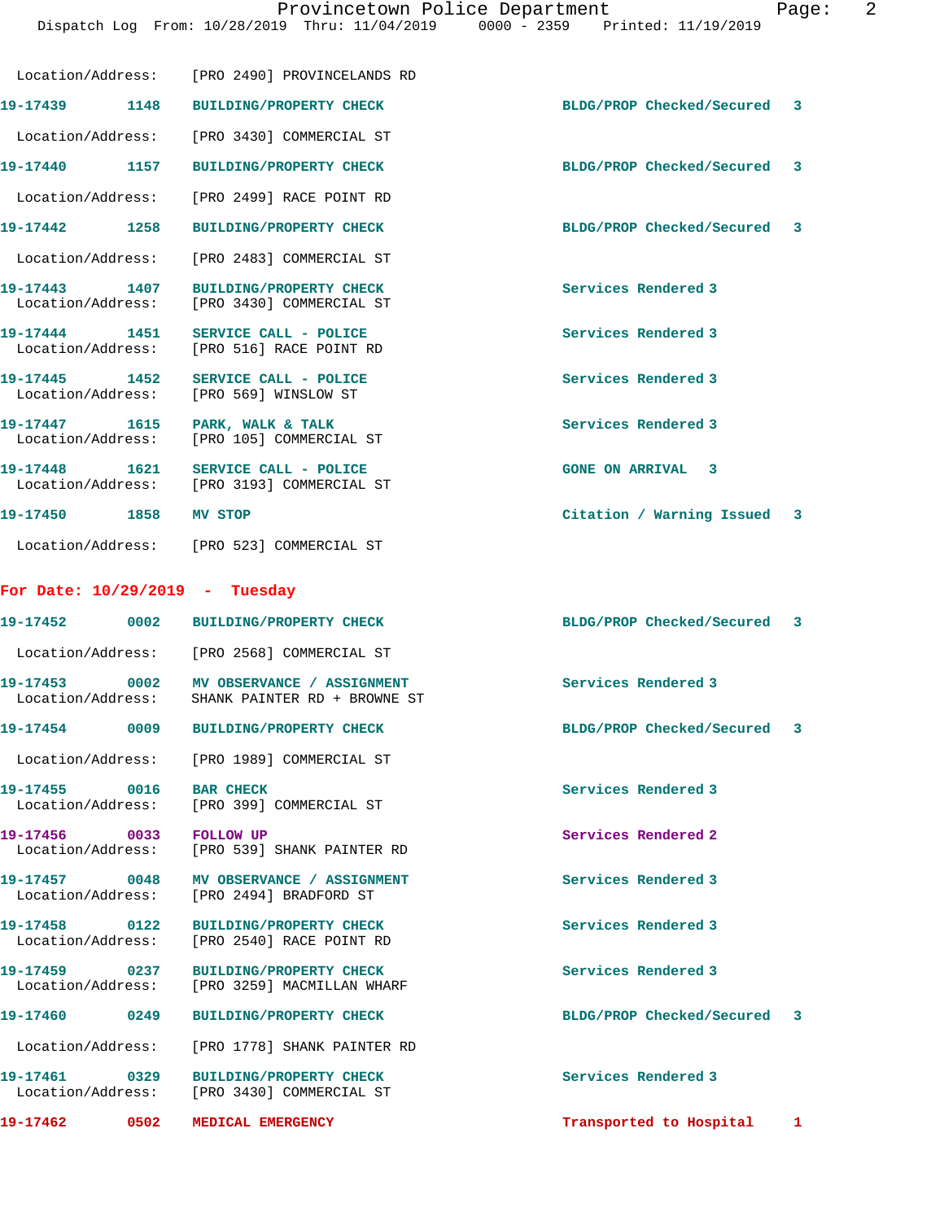Location/Address: [PRO 2490] PROVINCELANDS RD

| Call # | Time | Call Type | Action | Priority |
|---|---|---|---|---|
| 19-17439 | 1148 | BUILDING/PROPERTY CHECK | BLDG/PROP Checked/Secured | 3 |

Location/Address: [PRO 3430] COMMERCIAL ST

| Call # | Time | Call Type | Action | Priority |
|---|---|---|---|---|
| 19-17440 | 1157 | BUILDING/PROPERTY CHECK | BLDG/PROP Checked/Secured | 3 |

Location/Address: [PRO 2499] RACE POINT RD

| Call # | Time | Call Type | Action | Priority |
|---|---|---|---|---|
| 19-17442 | 1258 | BUILDING/PROPERTY CHECK | BLDG/PROP Checked/Secured | 3 |

Location/Address: [PRO 2483] COMMERCIAL ST

| Call # | Time | Call Type | Action | Priority |
|---|---|---|---|---|
| 19-17443 | 1407 | BUILDING/PROPERTY CHECK | Services Rendered | 3 |

Location/Address: [PRO 3430] COMMERCIAL ST

| Call # | Time | Call Type | Action | Priority |
|---|---|---|---|---|
| 19-17444 | 1451 | SERVICE CALL - POLICE | Services Rendered | 3 |

Location/Address: [PRO 516] RACE POINT RD

| Call # | Time | Call Type | Action | Priority |
|---|---|---|---|---|
| 19-17445 | 1452 | SERVICE CALL - POLICE | Services Rendered | 3 |

Location/Address: [PRO 569] WINSLOW ST

| Call # | Time | Call Type | Action | Priority |
|---|---|---|---|---|
| 19-17447 | 1615 | PARK, WALK & TALK | Services Rendered | 3 |

Location/Address: [PRO 105] COMMERCIAL ST

| Call # | Time | Call Type | Action | Priority |
|---|---|---|---|---|
| 19-17448 | 1621 | SERVICE CALL - POLICE | GONE ON ARRIVAL | 3 |

Location/Address: [PRO 3193] COMMERCIAL ST

| Call # | Time | Call Type | Action | Priority |
|---|---|---|---|---|
| 19-17450 | 1858 | MV STOP | Citation / Warning Issued | 3 |

Location/Address: [PRO 523] COMMERCIAL ST

## For Date: 10/29/2019 - Tuesday

| Call # | Time | Call Type | Action | Priority |
|---|---|---|---|---|
| 19-17452 | 0002 | BUILDING/PROPERTY CHECK | BLDG/PROP Checked/Secured | 3 |

Location/Address: [PRO 2568] COMMERCIAL ST

| Call # | Time | Call Type | Action | Priority |
|---|---|---|---|---|
| 19-17453 | 0002 | MV OBSERVANCE / ASSIGNMENT | Services Rendered | 3 |

Location/Address: SHANK PAINTER RD + BROWNE ST

| Call # | Time | Call Type | Action | Priority |
|---|---|---|---|---|
| 19-17454 | 0009 | BUILDING/PROPERTY CHECK | BLDG/PROP Checked/Secured | 3 |

Location/Address: [PRO 1989] COMMERCIAL ST

| Call # | Time | Call Type | Action | Priority |
|---|---|---|---|---|
| 19-17455 | 0016 | BAR CHECK | Services Rendered | 3 |

Location/Address: [PRO 399] COMMERCIAL ST

| Call # | Time | Call Type | Action | Priority |
|---|---|---|---|---|
| 19-17456 | 0033 | FOLLOW UP | Services Rendered | 2 |

Location/Address: [PRO 539] SHANK PAINTER RD

| Call # | Time | Call Type | Action | Priority |
|---|---|---|---|---|
| 19-17457 | 0048 | MV OBSERVANCE / ASSIGNMENT | Services Rendered | 3 |

Location/Address: [PRO 2494] BRADFORD ST

| Call # | Time | Call Type | Action | Priority |
|---|---|---|---|---|
| 19-17458 | 0122 | BUILDING/PROPERTY CHECK | Services Rendered | 3 |

Location/Address: [PRO 2540] RACE POINT RD

| Call # | Time | Call Type | Action | Priority |
|---|---|---|---|---|
| 19-17459 | 0237 | BUILDING/PROPERTY CHECK | Services Rendered | 3 |

Location/Address: [PRO 3259] MACMILLAN WHARF

| Call # | Time | Call Type | Action | Priority |
|---|---|---|---|---|
| 19-17460 | 0249 | BUILDING/PROPERTY CHECK | BLDG/PROP Checked/Secured | 3 |

Location/Address: [PRO 1778] SHANK PAINTER RD

| Call # | Time | Call Type | Action | Priority |
|---|---|---|---|---|
| 19-17461 | 0329 | BUILDING/PROPERTY CHECK | Services Rendered | 3 |

Location/Address: [PRO 3430] COMMERCIAL ST

| Call # | Time | Call Type | Action | Priority |
|---|---|---|---|---|
| 19-17462 | 0502 | MEDICAL EMERGENCY | Transported to Hospital | 1 |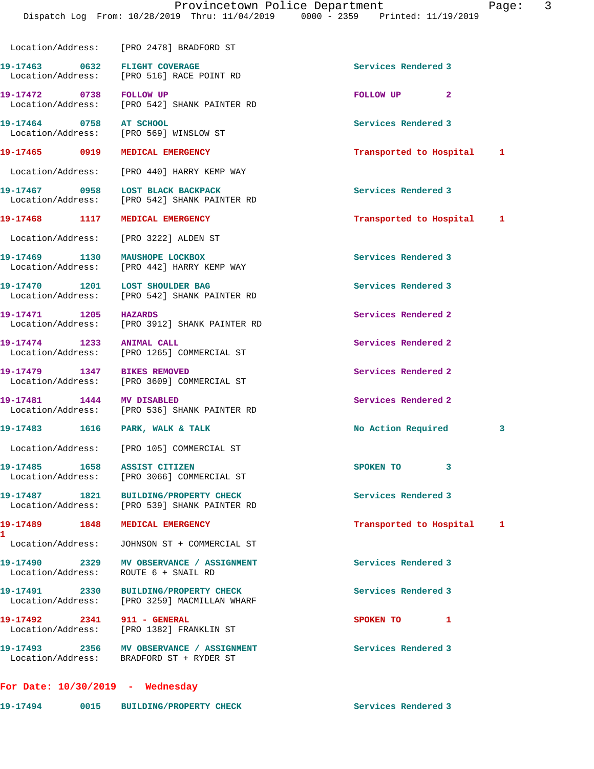Location/Address: [PRO 2478] BRADFORD ST

19-17463 0632 FLIGHT COVERAGE Services Rendered 3
Location/Address: [PRO 516] RACE POINT RD

19-17472 0738 FOLLOW UP FOLLOW UP 2
Location/Address: [PRO 542] SHANK PAINTER RD

19-17464 0758 AT SCHOOL Services Rendered 3
Location/Address: [PRO 569] WINSLOW ST

19-17465 0919 MEDICAL EMERGENCY Transported to Hospital 1
Location/Address: [PRO 440] HARRY KEMP WAY

19-17467 0958 LOST BLACK BACKPACK Services Rendered 3
Location/Address: [PRO 542] SHANK PAINTER RD

19-17468 1117 MEDICAL EMERGENCY Transported to Hospital 1
Location/Address: [PRO 3222] ALDEN ST

19-17469 1130 MAUSHOPE LOCKBOX Services Rendered 3
Location/Address: [PRO 442] HARRY KEMP WAY

19-17470 1201 LOST SHOULDER BAG Services Rendered 3
Location/Address: [PRO 542] SHANK PAINTER RD

19-17471 1205 HAZARDS Services Rendered 2
Location/Address: [PRO 3912] SHANK PAINTER RD

19-17474 1233 ANIMAL CALL Services Rendered 2
Location/Address: [PRO 1265] COMMERCIAL ST

19-17479 1347 BIKES REMOVED Services Rendered 2
Location/Address: [PRO 3609] COMMERCIAL ST

19-17481 1444 MV DISABLED Services Rendered 2
Location/Address: [PRO 536] SHANK PAINTER RD

19-17483 1616 PARK, WALK & TALK No Action Required 3
Location/Address: [PRO 105] COMMERCIAL ST

19-17485 1658 ASSIST CITIZEN SPOKEN TO 3
Location/Address: [PRO 3066] COMMERCIAL ST

19-17487 1821 BUILDING/PROPERTY CHECK Services Rendered 3
Location/Address: [PRO 539] SHANK PAINTER RD

19-17489 1848 MEDICAL EMERGENCY Transported to Hospital 1
1
Location/Address: JOHNSON ST + COMMERCIAL ST

19-17490 2329 MV OBSERVANCE / ASSIGNMENT Services Rendered 3
Location/Address: ROUTE 6 + SNAIL RD

19-17491 2330 BUILDING/PROPERTY CHECK Services Rendered 3
Location/Address: [PRO 3259] MACMILLAN WHARF

19-17492 2341 911 - GENERAL SPOKEN TO 1
Location/Address: [PRO 1382] FRANKLIN ST

19-17493 2356 MV OBSERVANCE / ASSIGNMENT Services Rendered 3
Location/Address: BRADFORD ST + RYDER ST

**For Date: 10/30/2019 - Wednesday**

19-17494 0015 BUILDING/PROPERTY CHECK Services Rendered 3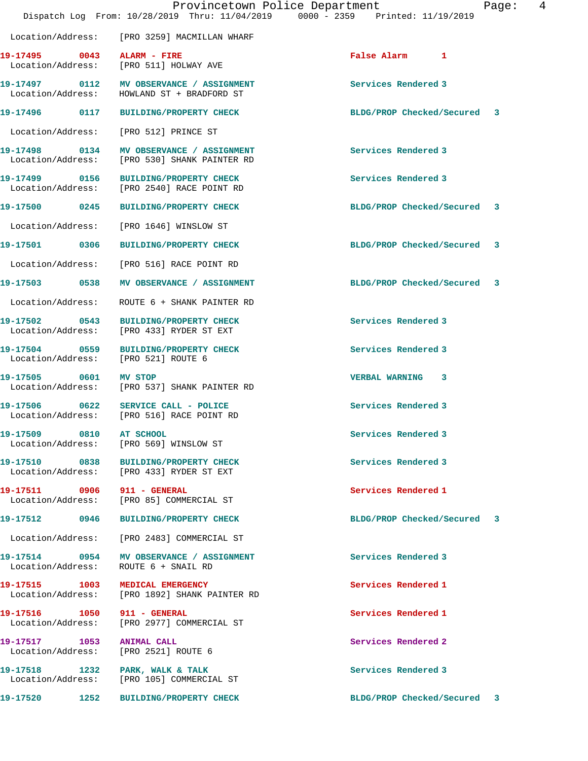Location/Address: [PRO 3259] MACMILLAN WHARF

| Call # | Time | Call Type | Disposition | Priority |
|---|---|---|---|---|
| 19-17495 | 0043 | ALARM - FIRE | False Alarm | 1 |
| | | Location/Address: [PRO 511] HOLWAY AVE | | |
| 19-17497 | 0112 | MV OBSERVANCE / ASSIGNMENT | Services Rendered | 3 |
| | | Location/Address: HOWLAND ST + BRADFORD ST | | |
| 19-17496 | 0117 | BUILDING/PROPERTY CHECK | BLDG/PROP Checked/Secured | 3 |
| | | Location/Address: [PRO 512] PRINCE ST | | |
| 19-17498 | 0134 | MV OBSERVANCE / ASSIGNMENT | Services Rendered | 3 |
| | | Location/Address: [PRO 530] SHANK PAINTER RD | | |
| 19-17499 | 0156 | BUILDING/PROPERTY CHECK | Services Rendered | 3 |
| | | Location/Address: [PRO 2540] RACE POINT RD | | |
| 19-17500 | 0245 | BUILDING/PROPERTY CHECK | BLDG/PROP Checked/Secured | 3 |
| | | Location/Address: [PRO 1646] WINSLOW ST | | |
| 19-17501 | 0306 | BUILDING/PROPERTY CHECK | BLDG/PROP Checked/Secured | 3 |
| | | Location/Address: [PRO 516] RACE POINT RD | | |
| 19-17503 | 0538 | MV OBSERVANCE / ASSIGNMENT | BLDG/PROP Checked/Secured | 3 |
| | | Location/Address: ROUTE 6 + SHANK PAINTER RD | | |
| 19-17502 | 0543 | BUILDING/PROPERTY CHECK | Services Rendered | 3 |
| | | Location/Address: [PRO 433] RYDER ST EXT | | |
| 19-17504 | 0559 | BUILDING/PROPERTY CHECK | Services Rendered | 3 |
| | | Location/Address: [PRO 521] ROUTE 6 | | |
| 19-17505 | 0601 | MV STOP | VERBAL WARNING | 3 |
| | | Location/Address: [PRO 537] SHANK PAINTER RD | | |
| 19-17506 | 0622 | SERVICE CALL - POLICE | Services Rendered | 3 |
| | | Location/Address: [PRO 516] RACE POINT RD | | |
| 19-17509 | 0810 | AT SCHOOL | Services Rendered | 3 |
| | | Location/Address: [PRO 569] WINSLOW ST | | |
| 19-17510 | 0838 | BUILDING/PROPERTY CHECK | Services Rendered | 3 |
| | | Location/Address: [PRO 433] RYDER ST EXT | | |
| 19-17511 | 0906 | 911 - GENERAL | Services Rendered | 1 |
| | | Location/Address: [PRO 85] COMMERCIAL ST | | |
| 19-17512 | 0946 | BUILDING/PROPERTY CHECK | BLDG/PROP Checked/Secured | 3 |
| | | Location/Address: [PRO 2483] COMMERCIAL ST | | |
| 19-17514 | 0954 | MV OBSERVANCE / ASSIGNMENT | Services Rendered | 3 |
| | | Location/Address: ROUTE 6 + SNAIL RD | | |
| 19-17515 | 1003 | MEDICAL EMERGENCY | Services Rendered | 1 |
| | | Location/Address: [PRO 1892] SHANK PAINTER RD | | |
| 19-17516 | 1050 | 911 - GENERAL | Services Rendered | 1 |
| | | Location/Address: [PRO 2977] COMMERCIAL ST | | |
| 19-17517 | 1053 | ANIMAL CALL | Services Rendered | 2 |
| | | Location/Address: [PRO 2521] ROUTE 6 | | |
| 19-17518 | 1232 | PARK, WALK & TALK | Services Rendered | 3 |
| | | Location/Address: [PRO 105] COMMERCIAL ST | | |
| 19-17520 | 1252 | BUILDING/PROPERTY CHECK | BLDG/PROP Checked/Secured | 3 |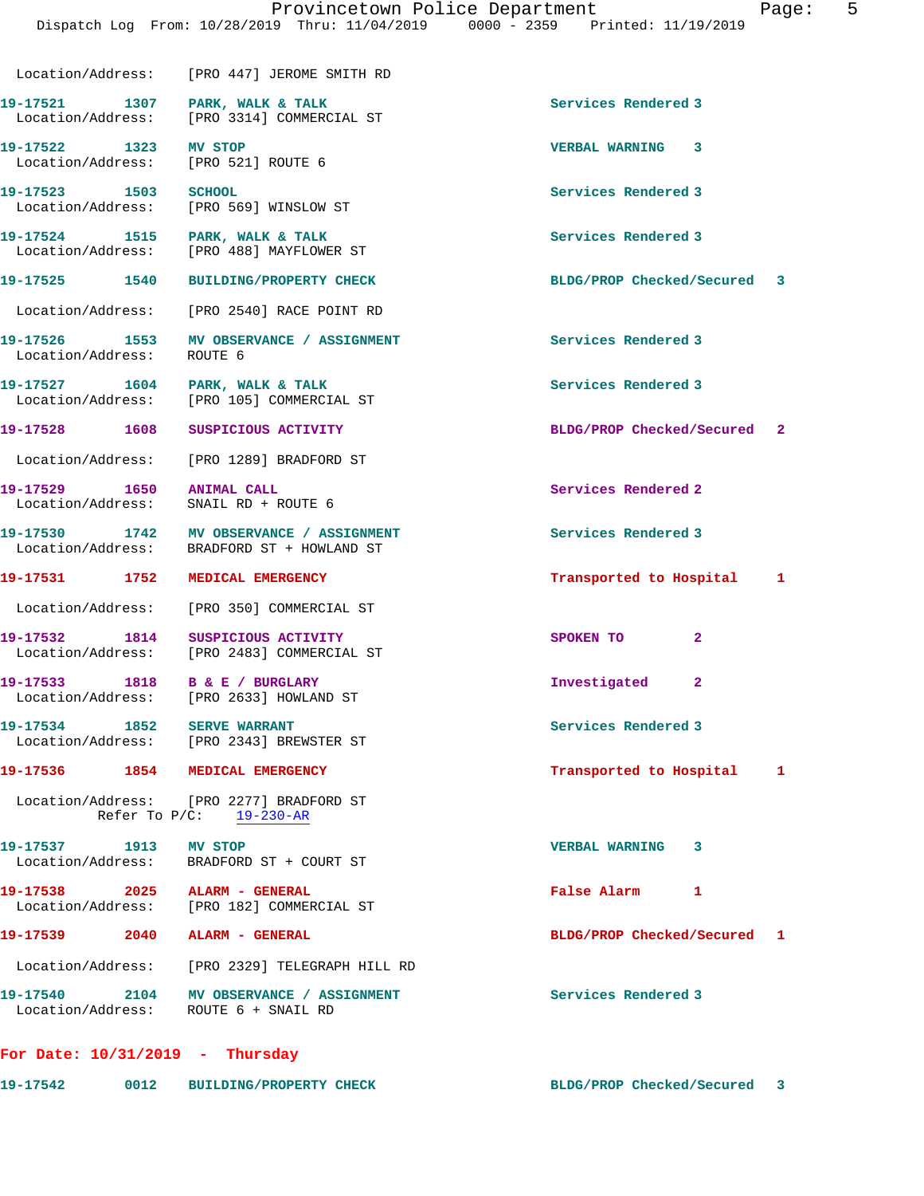Location/Address: [PRO 447] JEROME SMITH RD

**19-17521 1307 PARK, WALK & TALK** — Services Rendered 3
Location/Address: [PRO 3314] COMMERCIAL ST

**19-17522 1323 MV STOP** — VERBAL WARNING 3
Location/Address: [PRO 521] ROUTE 6

**19-17523 1503 SCHOOL** — Services Rendered 3
Location/Address: [PRO 569] WINSLOW ST

**19-17524 1515 PARK, WALK & TALK** — Services Rendered 3
Location/Address: [PRO 488] MAYFLOWER ST

**19-17525 1540 BUILDING/PROPERTY CHECK** — BLDG/PROP Checked/Secured 3
Location/Address: [PRO 2540] RACE POINT RD

**19-17526 1553 MV OBSERVANCE / ASSIGNMENT** — Services Rendered 3
Location/Address: ROUTE 6

**19-17527 1604 PARK, WALK & TALK** — Services Rendered 3
Location/Address: [PRO 105] COMMERCIAL ST

**19-17528 1608 SUSPICIOUS ACTIVITY** — BLDG/PROP Checked/Secured 2
Location/Address: [PRO 1289] BRADFORD ST

**19-17529 1650 ANIMAL CALL** — Services Rendered 2
Location/Address: SNAIL RD + ROUTE 6

**19-17530 1742 MV OBSERVANCE / ASSIGNMENT** — Services Rendered 3
Location/Address: BRADFORD ST + HOWLAND ST

**19-17531 1752 MEDICAL EMERGENCY** — Transported to Hospital 1
Location/Address: [PRO 350] COMMERCIAL ST

**19-17532 1814 SUSPICIOUS ACTIVITY** — SPOKEN TO 2
Location/Address: [PRO 2483] COMMERCIAL ST

**19-17533 1818 B & E / BURGLARY** — Investigated 2
Location/Address: [PRO 2633] HOWLAND ST

**19-17534 1852 SERVE WARRANT** — Services Rendered 3
Location/Address: [PRO 2343] BREWSTER ST

**19-17536 1854 MEDICAL EMERGENCY** — Transported to Hospital 1
Location/Address: [PRO 2277] BRADFORD ST
Refer To P/C: 19-230-AR

**19-17537 1913 MV STOP** — VERBAL WARNING 3
Location/Address: BRADFORD ST + COURT ST

**19-17538 2025 ALARM - GENERAL** — False Alarm 1
Location/Address: [PRO 182] COMMERCIAL ST

**19-17539 2040 ALARM - GENERAL** — BLDG/PROP Checked/Secured 1
Location/Address: [PRO 2329] TELEGRAPH HILL RD

**19-17540 2104 MV OBSERVANCE / ASSIGNMENT** — Services Rendered 3
Location/Address: ROUTE 6 + SNAIL RD

## For Date: 10/31/2019 - Thursday

**19-17542 0012 BUILDING/PROPERTY CHECK** — BLDG/PROP Checked/Secured 3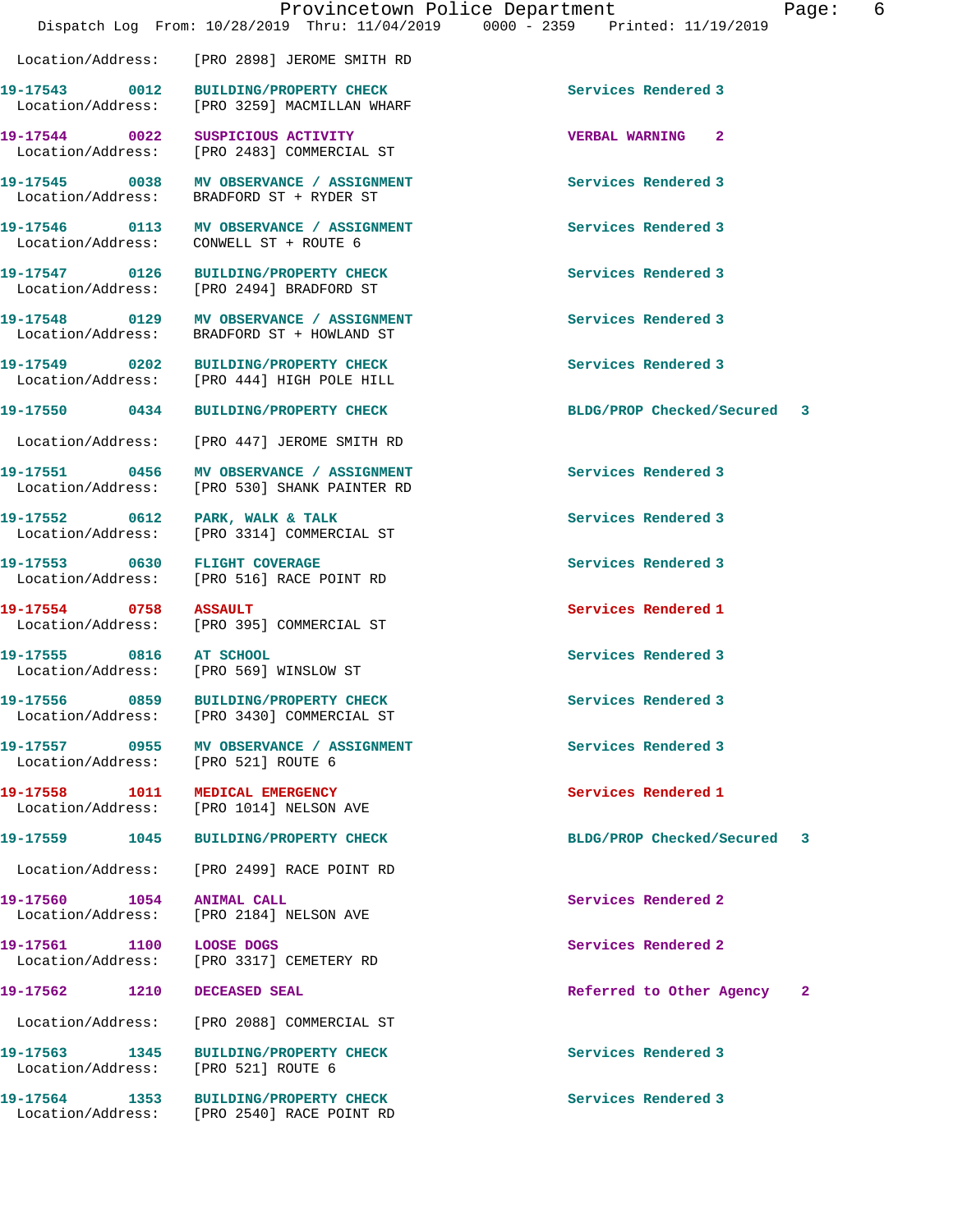Location/Address: [PRO 2898] JEROME SMITH RD

| Call Number | Time | Call Reason | Action |
|---|---|---|---|
| 19-17543 | 0012 | BUILDING/PROPERTY CHECK | Services Rendered 3 |
| Location/Address: | | [PRO 3259] MACMILLAN WHARF | |
| 19-17544 | 0022 | SUSPICIOUS ACTIVITY | VERBAL WARNING 2 |
| Location/Address: | | [PRO 2483] COMMERCIAL ST | |
| 19-17545 | 0038 | MV OBSERVANCE / ASSIGNMENT | Services Rendered 3 |
| Location/Address: | | BRADFORD ST + RYDER ST | |
| 19-17546 | 0113 | MV OBSERVANCE / ASSIGNMENT | Services Rendered 3 |
| Location/Address: | | CONWELL ST + ROUTE 6 | |
| 19-17547 | 0126 | BUILDING/PROPERTY CHECK | Services Rendered 3 |
| Location/Address: | | [PRO 2494] BRADFORD ST | |
| 19-17548 | 0129 | MV OBSERVANCE / ASSIGNMENT | Services Rendered 3 |
| Location/Address: | | BRADFORD ST + HOWLAND ST | |
| 19-17549 | 0202 | BUILDING/PROPERTY CHECK | Services Rendered 3 |
| Location/Address: | | [PRO 444] HIGH POLE HILL | |
| 19-17550 | 0434 | BUILDING/PROPERTY CHECK | BLDG/PROP Checked/Secured 3 |
| Location/Address: | | [PRO 447] JEROME SMITH RD | |
| 19-17551 | 0456 | MV OBSERVANCE / ASSIGNMENT | Services Rendered 3 |
| Location/Address: | | [PRO 530] SHANK PAINTER RD | |
| 19-17552 | 0612 | PARK, WALK & TALK | Services Rendered 3 |
| Location/Address: | | [PRO 3314] COMMERCIAL ST | |
| 19-17553 | 0630 | FLIGHT COVERAGE | Services Rendered 3 |
| Location/Address: | | [PRO 516] RACE POINT RD | |
| 19-17554 | 0758 | ASSAULT | Services Rendered 1 |
| Location/Address: | | [PRO 395] COMMERCIAL ST | |
| 19-17555 | 0816 | AT SCHOOL | Services Rendered 3 |
| Location/Address: | | [PRO 569] WINSLOW ST | |
| 19-17556 | 0859 | BUILDING/PROPERTY CHECK | Services Rendered 3 |
| Location/Address: | | [PRO 3430] COMMERCIAL ST | |
| 19-17557 | 0955 | MV OBSERVANCE / ASSIGNMENT | Services Rendered 3 |
| Location/Address: | | [PRO 521] ROUTE 6 | |
| 19-17558 | 1011 | MEDICAL EMERGENCY | Services Rendered 1 |
| Location/Address: | | [PRO 1014] NELSON AVE | |
| 19-17559 | 1045 | BUILDING/PROPERTY CHECK | BLDG/PROP Checked/Secured 3 |
| Location/Address: | | [PRO 2499] RACE POINT RD | |
| 19-17560 | 1054 | ANIMAL CALL | Services Rendered 2 |
| Location/Address: | | [PRO 2184] NELSON AVE | |
| 19-17561 | 1100 | LOOSE DOGS | Services Rendered 2 |
| Location/Address: | | [PRO 3317] CEMETERY RD | |
| 19-17562 | 1210 | DECEASED SEAL | Referred to Other Agency 2 |
| Location/Address: | | [PRO 2088] COMMERCIAL ST | |
| 19-17563 | 1345 | BUILDING/PROPERTY CHECK | Services Rendered 3 |
| Location/Address: | | [PRO 521] ROUTE 6 | |
| 19-17564 | 1353 | BUILDING/PROPERTY CHECK | Services Rendered 3 |
| Location/Address: | | [PRO 2540] RACE POINT RD | |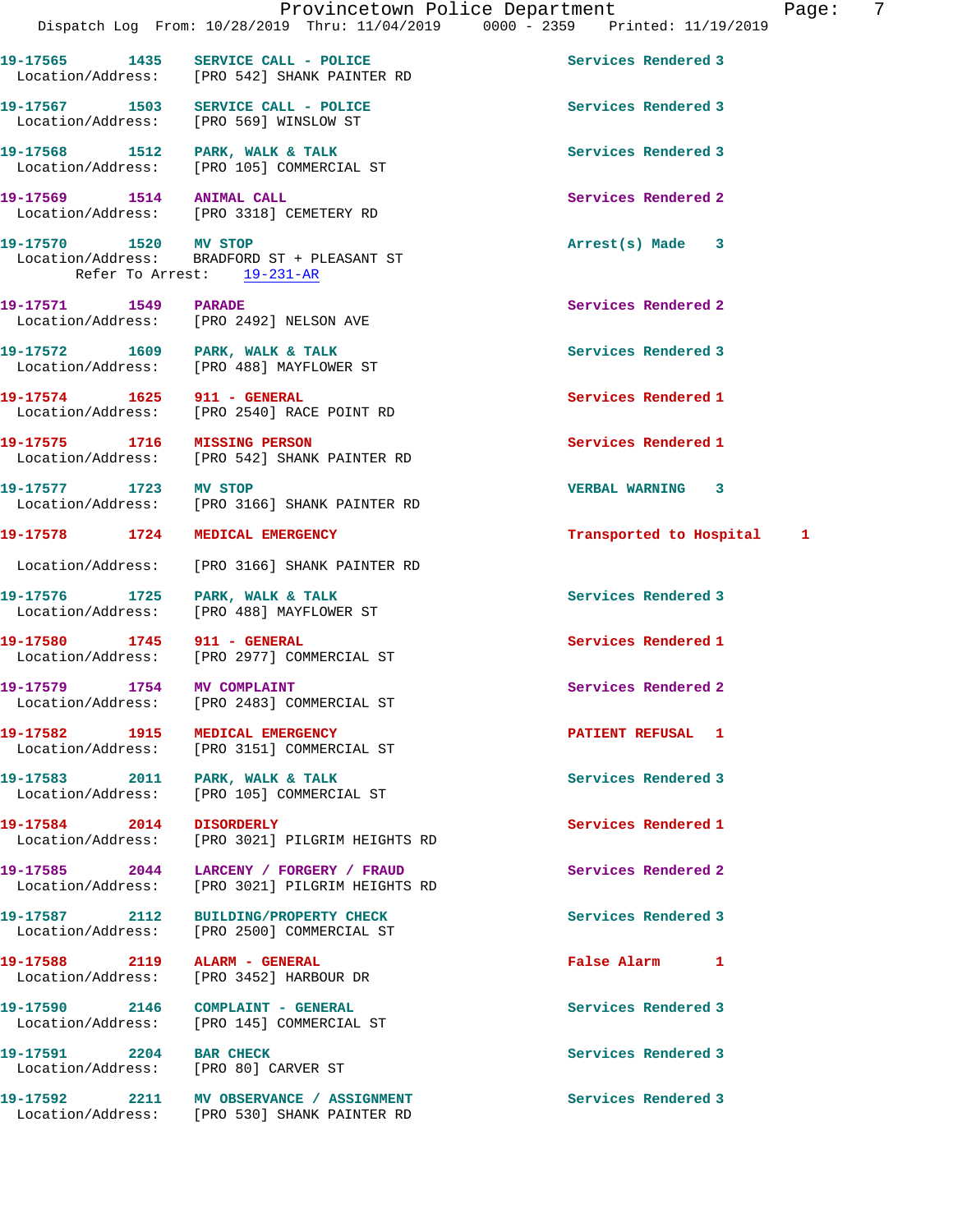19-17565 1435 SERVICE CALL - POLICE Services Rendered 3
Location/Address: [PRO 542] SHANK PAINTER RD

19-17567 1503 SERVICE CALL - POLICE Services Rendered 3
Location/Address: [PRO 569] WINSLOW ST

19-17568 1512 PARK, WALK & TALK Services Rendered 3
Location/Address: [PRO 105] COMMERCIAL ST

19-17569 1514 ANIMAL CALL Services Rendered 2
Location/Address: [PRO 3318] CEMETERY RD

19-17570 1520 MV STOP Arrest(s) Made 3
Location/Address: BRADFORD ST + PLEASANT ST
Refer To Arrest: 19-231-AR

19-17571 1549 PARADE Services Rendered 2
Location/Address: [PRO 2492] NELSON AVE

19-17572 1609 PARK, WALK & TALK Services Rendered 3
Location/Address: [PRO 488] MAYFLOWER ST

19-17574 1625 911 - GENERAL Services Rendered 1
Location/Address: [PRO 2540] RACE POINT RD

19-17575 1716 MISSING PERSON Services Rendered 1
Location/Address: [PRO 542] SHANK PAINTER RD

19-17577 1723 MV STOP VERBAL WARNING 3
Location/Address: [PRO 3166] SHANK PAINTER RD

19-17578 1724 MEDICAL EMERGENCY Transported to Hospital 1
Location/Address: [PRO 3166] SHANK PAINTER RD

19-17576 1725 PARK, WALK & TALK Services Rendered 3
Location/Address: [PRO 488] MAYFLOWER ST

19-17580 1745 911 - GENERAL Services Rendered 1
Location/Address: [PRO 2977] COMMERCIAL ST

19-17579 1754 MV COMPLAINT Services Rendered 2
Location/Address: [PRO 2483] COMMERCIAL ST

19-17582 1915 MEDICAL EMERGENCY PATIENT REFUSAL 1
Location/Address: [PRO 3151] COMMERCIAL ST

19-17583 2011 PARK, WALK & TALK Services Rendered 3
Location/Address: [PRO 105] COMMERCIAL ST

19-17584 2014 DISORDERLY Services Rendered 1
Location/Address: [PRO 3021] PILGRIM HEIGHTS RD

19-17585 2044 LARCENY / FORGERY / FRAUD Services Rendered 2
Location/Address: [PRO 3021] PILGRIM HEIGHTS RD

19-17587 2112 BUILDING/PROPERTY CHECK Services Rendered 3
Location/Address: [PRO 2500] COMMERCIAL ST

19-17588 2119 ALARM - GENERAL False Alarm 1
Location/Address: [PRO 3452] HARBOUR DR

19-17590 2146 COMPLAINT - GENERAL Services Rendered 3
Location/Address: [PRO 145] COMMERCIAL ST

19-17591 2204 BAR CHECK Services Rendered 3
Location/Address: [PRO 80] CARVER ST

19-17592 2211 MV OBSERVANCE / ASSIGNMENT Services Rendered 3
Location/Address: [PRO 530] SHANK PAINTER RD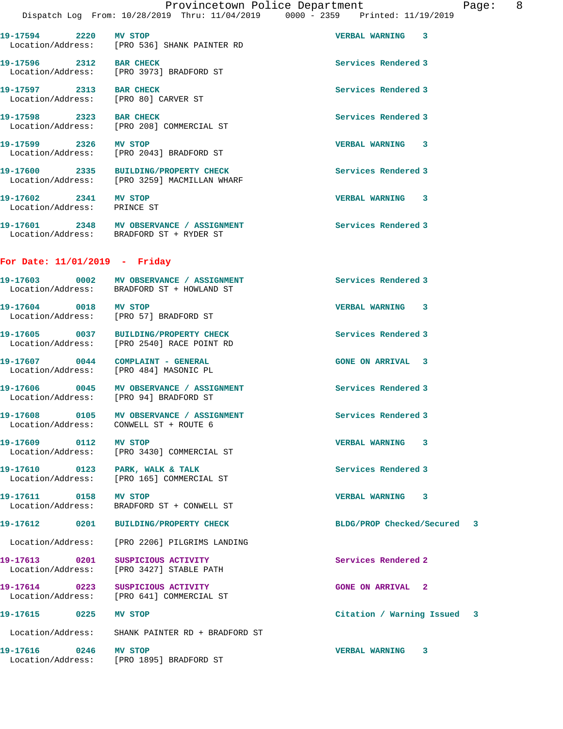19-17594 2220 MV STOP VERBAL WARNING 3
Location/Address: [PRO 536] SHANK PAINTER RD

19-17596 2312 BAR CHECK Services Rendered 3
Location/Address: [PRO 3973] BRADFORD ST

19-17597 2313 BAR CHECK Services Rendered 3
Location/Address: [PRO 80] CARVER ST

19-17598 2323 BAR CHECK Services Rendered 3
Location/Address: [PRO 208] COMMERCIAL ST

19-17599 2326 MV STOP VERBAL WARNING 3
Location/Address: [PRO 2043] BRADFORD ST

19-17600 2335 BUILDING/PROPERTY CHECK Services Rendered 3
Location/Address: [PRO 3259] MACMILLAN WHARF

19-17602 2341 MV STOP VERBAL WARNING 3
Location/Address: PRINCE ST

19-17601 2348 MV OBSERVANCE / ASSIGNMENT Services Rendered 3
Location/Address: BRADFORD ST + RYDER ST

## For Date: 11/01/2019 - Friday

19-17603 0002 MV OBSERVANCE / ASSIGNMENT Services Rendered 3
Location/Address: BRADFORD ST + HOWLAND ST

19-17604 0018 MV STOP VERBAL WARNING 3
Location/Address: [PRO 57] BRADFORD ST

19-17605 0037 BUILDING/PROPERTY CHECK Services Rendered 3
Location/Address: [PRO 2540] RACE POINT RD

19-17607 0044 COMPLAINT - GENERAL GONE ON ARRIVAL 3
Location/Address: [PRO 484] MASONIC PL

19-17606 0045 MV OBSERVANCE / ASSIGNMENT Services Rendered 3
Location/Address: [PRO 94] BRADFORD ST

19-17608 0105 MV OBSERVANCE / ASSIGNMENT Services Rendered 3
Location/Address: CONWELL ST + ROUTE 6

19-17609 0112 MV STOP VERBAL WARNING 3
Location/Address: [PRO 3430] COMMERCIAL ST

19-17610 0123 PARK, WALK & TALK Services Rendered 3
Location/Address: [PRO 165] COMMERCIAL ST

19-17611 0158 MV STOP VERBAL WARNING 3
Location/Address: BRADFORD ST + CONWELL ST

19-17612 0201 BUILDING/PROPERTY CHECK BLDG/PROP Checked/Secured 3
Location/Address: [PRO 2206] PILGRIMS LANDING

19-17613 0201 SUSPICIOUS ACTIVITY Services Rendered 2
Location/Address: [PRO 3427] STABLE PATH

19-17614 0223 SUSPICIOUS ACTIVITY GONE ON ARRIVAL 2
Location/Address: [PRO 641] COMMERCIAL ST

19-17615 0225 MV STOP Citation / Warning Issued 3
Location/Address: SHANK PAINTER RD + BRADFORD ST

19-17616 0246 MV STOP VERBAL WARNING 3
Location/Address: [PRO 1895] BRADFORD ST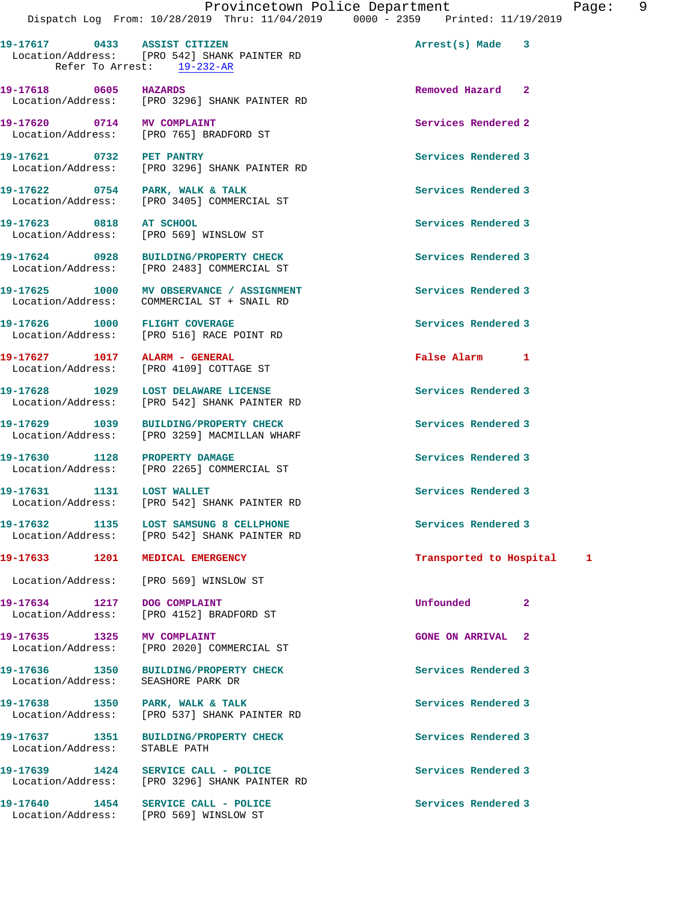| Call # | Time | Call Type | Disposition | Priority |
|---|---|---|---|---|
| 19-17617 | 0433 | ASSIST CITIZEN | Arrest(s) Made | 3 |
| Location/Address: [PRO 542] SHANK PAINTER RD. Refer To Arrest: 19-232-AR | | | | |
| 19-17618 | 0605 | HAZARDS | Removed Hazard | 2 |
| Location/Address: [PRO 3296] SHANK PAINTER RD | | | | |
| 19-17620 | 0714 | MV COMPLAINT | Services Rendered | 2 |
| Location/Address: [PRO 765] BRADFORD ST | | | | |
| 19-17621 | 0732 | PET PANTRY | Services Rendered | 3 |
| Location/Address: [PRO 3296] SHANK PAINTER RD | | | | |
| 19-17622 | 0754 | PARK, WALK & TALK | Services Rendered | 3 |
| Location/Address: [PRO 3405] COMMERCIAL ST | | | | |
| 19-17623 | 0818 | AT SCHOOL | Services Rendered | 3 |
| Location/Address: [PRO 569] WINSLOW ST | | | | |
| 19-17624 | 0928 | BUILDING/PROPERTY CHECK | Services Rendered | 3 |
| Location/Address: [PRO 2483] COMMERCIAL ST | | | | |
| 19-17625 | 1000 | MV OBSERVANCE / ASSIGNMENT | Services Rendered | 3 |
| Location/Address: COMMERCIAL ST + SNAIL RD | | | | |
| 19-17626 | 1000 | FLIGHT COVERAGE | Services Rendered | 3 |
| Location/Address: [PRO 516] RACE POINT RD | | | | |
| 19-17627 | 1017 | ALARM - GENERAL | False Alarm | 1 |
| Location/Address: [PRO 4109] COTTAGE ST | | | | |
| 19-17628 | 1029 | LOST DELAWARE LICENSE | Services Rendered | 3 |
| Location/Address: [PRO 542] SHANK PAINTER RD | | | | |
| 19-17629 | 1039 | BUILDING/PROPERTY CHECK | Services Rendered | 3 |
| Location/Address: [PRO 3259] MACMILLAN WHARF | | | | |
| 19-17630 | 1128 | PROPERTY DAMAGE | Services Rendered | 3 |
| Location/Address: [PRO 2265] COMMERCIAL ST | | | | |
| 19-17631 | 1131 | LOST WALLET | Services Rendered | 3 |
| Location/Address: [PRO 542] SHANK PAINTER RD | | | | |
| 19-17632 | 1135 | LOST SAMSUNG 8 CELLPHONE | Services Rendered | 3 |
| Location/Address: [PRO 542] SHANK PAINTER RD | | | | |
| 19-17633 | 1201 | MEDICAL EMERGENCY | Transported to Hospital | 1 |
| Location/Address: [PRO 569] WINSLOW ST | | | | |
| 19-17634 | 1217 | DOG COMPLAINT | Unfounded | 2 |
| Location/Address: [PRO 4152] BRADFORD ST | | | | |
| 19-17635 | 1325 | MV COMPLAINT | GONE ON ARRIVAL | 2 |
| Location/Address: [PRO 2020] COMMERCIAL ST | | | | |
| 19-17636 | 1350 | BUILDING/PROPERTY CHECK | Services Rendered | 3 |
| Location/Address: SEASHORE PARK DR | | | | |
| 19-17638 | 1350 | PARK, WALK & TALK | Services Rendered | 3 |
| Location/Address: [PRO 537] SHANK PAINTER RD | | | | |
| 19-17637 | 1351 | BUILDING/PROPERTY CHECK | Services Rendered | 3 |
| Location/Address: STABLE PATH | | | | |
| 19-17639 | 1424 | SERVICE CALL - POLICE | Services Rendered | 3 |
| Location/Address: [PRO 3296] SHANK PAINTER RD | | | | |
| 19-17640 | 1454 | SERVICE CALL - POLICE | Services Rendered | 3 |
| Location/Address: [PRO 569] WINSLOW ST | | | | |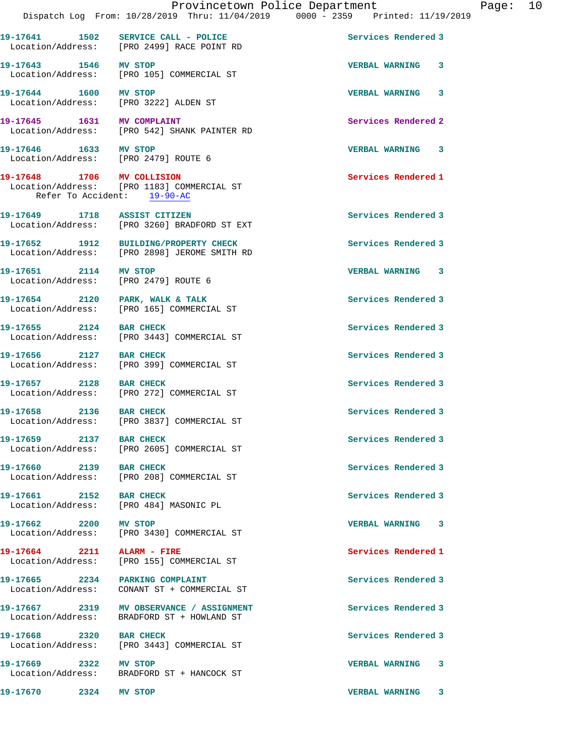19-17641 1502 SERVICE CALL - POLICE Services Rendered 3
Location/Address: [PRO 2499] RACE POINT RD

19-17643 1546 MV STOP VERBAL WARNING 3
Location/Address: [PRO 105] COMMERCIAL ST

19-17644 1600 MV STOP VERBAL WARNING 3
Location/Address: [PRO 3222] ALDEN ST

19-17645 1631 MV COMPLAINT Services Rendered 2
Location/Address: [PRO 542] SHANK PAINTER RD

19-17646 1633 MV STOP VERBAL WARNING 3
Location/Address: [PRO 2479] ROUTE 6

19-17648 1706 MV COLLISION Services Rendered 1
Location/Address: [PRO 1183] COMMERCIAL ST
Refer To Accident: 19-90-AC

19-17649 1718 ASSIST CITIZEN Services Rendered 3
Location/Address: [PRO 3260] BRADFORD ST EXT

19-17652 1912 BUILDING/PROPERTY CHECK Services Rendered 3
Location/Address: [PRO 2898] JEROME SMITH RD

19-17651 2114 MV STOP VERBAL WARNING 3
Location/Address: [PRO 2479] ROUTE 6

19-17654 2120 PARK, WALK & TALK Services Rendered 3
Location/Address: [PRO 165] COMMERCIAL ST

19-17655 2124 BAR CHECK Services Rendered 3
Location/Address: [PRO 3443] COMMERCIAL ST

19-17656 2127 BAR CHECK Services Rendered 3
Location/Address: [PRO 399] COMMERCIAL ST

19-17657 2128 BAR CHECK Services Rendered 3
Location/Address: [PRO 272] COMMERCIAL ST

19-17658 2136 BAR CHECK Services Rendered 3
Location/Address: [PRO 3837] COMMERCIAL ST

19-17659 2137 BAR CHECK Services Rendered 3
Location/Address: [PRO 2605] COMMERCIAL ST

19-17660 2139 BAR CHECK Services Rendered 3
Location/Address: [PRO 208] COMMERCIAL ST

19-17661 2152 BAR CHECK Services Rendered 3
Location/Address: [PRO 484] MASONIC PL

19-17662 2200 MV STOP VERBAL WARNING 3
Location/Address: [PRO 3430] COMMERCIAL ST

19-17664 2211 ALARM - FIRE Services Rendered 1
Location/Address: [PRO 155] COMMERCIAL ST

19-17665 2234 PARKING COMPLAINT Services Rendered 3
Location/Address: CONANT ST + COMMERCIAL ST

19-17667 2319 MV OBSERVANCE / ASSIGNMENT Services Rendered 3
Location/Address: BRADFORD ST + HOWLAND ST

19-17668 2320 BAR CHECK Services Rendered 3
Location/Address: [PRO 3443] COMMERCIAL ST

19-17669 2322 MV STOP VERBAL WARNING 3
Location/Address: BRADFORD ST + HANCOCK ST

19-17670 2324 MV STOP VERBAL WARNING 3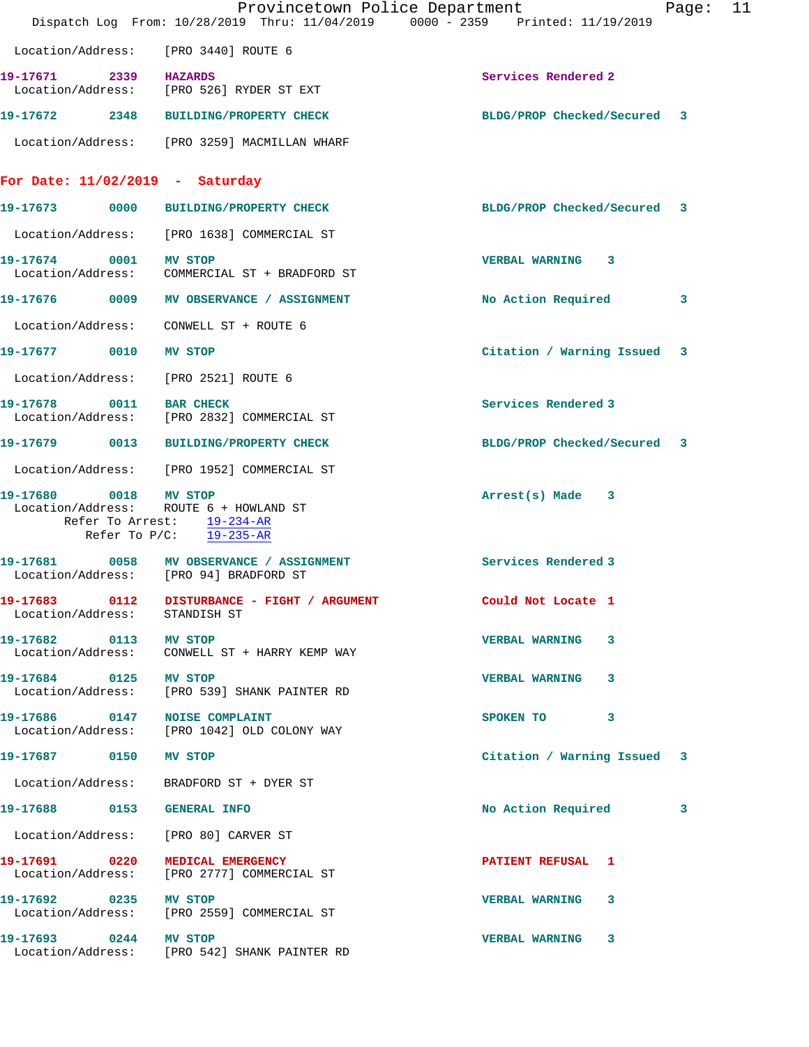Location/Address: [PRO 3440] ROUTE 6

**19-17671 2339 HAZARDS** Services Rendered 2
Location/Address: [PRO 526] RYDER ST EXT

**19-17672 2348 BUILDING/PROPERTY CHECK** BLDG/PROP Checked/Secured 3
Location/Address: [PRO 3259] MACMILLAN WHARF

## For Date: 11/02/2019 - Saturday

**19-17673 0000 BUILDING/PROPERTY CHECK** BLDG/PROP Checked/Secured 3
Location/Address: [PRO 1638] COMMERCIAL ST

**19-17674 0001 MV STOP** VERBAL WARNING 3
Location/Address: COMMERCIAL ST + BRADFORD ST

**19-17676 0009 MV OBSERVANCE / ASSIGNMENT** No Action Required 3
Location/Address: CONWELL ST + ROUTE 6

**19-17677 0010 MV STOP** Citation / Warning Issued 3
Location/Address: [PRO 2521] ROUTE 6

**19-17678 0011 BAR CHECK** Services Rendered 3
Location/Address: [PRO 2832] COMMERCIAL ST

**19-17679 0013 BUILDING/PROPERTY CHECK** BLDG/PROP Checked/Secured 3
Location/Address: [PRO 1952] COMMERCIAL ST

**19-17680 0018 MV STOP** Arrest(s) Made 3
Location/Address: ROUTE 6 + HOWLAND ST
Refer To Arrest: 19-234-AR
Refer To P/C: 19-235-AR

**19-17681 0058 MV OBSERVANCE / ASSIGNMENT** Services Rendered 3
Location/Address: [PRO 94] BRADFORD ST

**19-17683 0112 DISTURBANCE - FIGHT / ARGUMENT** Could Not Locate 1
Location/Address: STANDISH ST

**19-17682 0113 MV STOP** VERBAL WARNING 3
Location/Address: CONWELL ST + HARRY KEMP WAY

**19-17684 0125 MV STOP** VERBAL WARNING 3
Location/Address: [PRO 539] SHANK PAINTER RD

**19-17686 0147 NOISE COMPLAINT** SPOKEN TO 3
Location/Address: [PRO 1042] OLD COLONY WAY

**19-17687 0150 MV STOP** Citation / Warning Issued 3
Location/Address: BRADFORD ST + DYER ST

**19-17688 0153 GENERAL INFO** No Action Required 3
Location/Address: [PRO 80] CARVER ST

**19-17691 0220 MEDICAL EMERGENCY** PATIENT REFUSAL 1
Location/Address: [PRO 2777] COMMERCIAL ST

**19-17692 0235 MV STOP** VERBAL WARNING 3
Location/Address: [PRO 2559] COMMERCIAL ST

**19-17693 0244 MV STOP** VERBAL WARNING 3
Location/Address: [PRO 542] SHANK PAINTER RD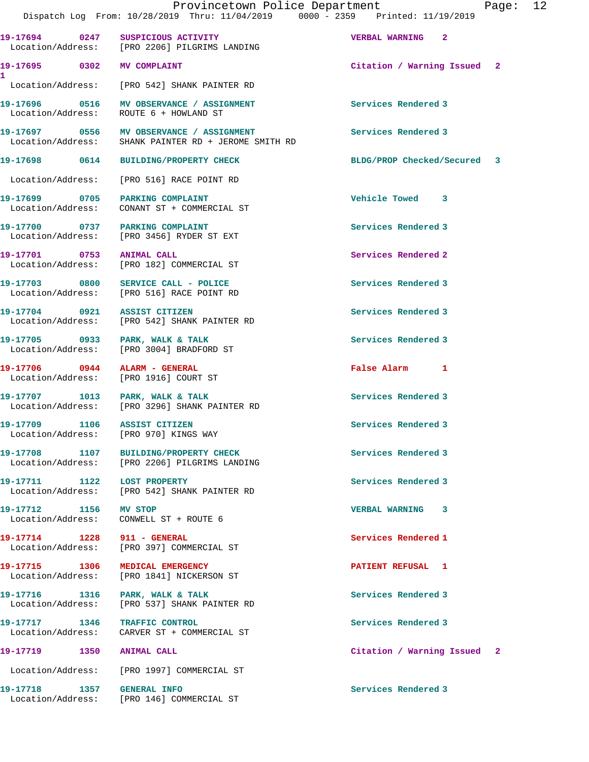19-17694 0247 SUSPICIOUS ACTIVITY VERBAL WARNING 2
Location/Address: [PRO 2206] PILGRIMS LANDING

19-17695 0302 MV COMPLAINT Citation / Warning Issued 2
1
Location/Address: [PRO 542] SHANK PAINTER RD

19-17696 0516 MV OBSERVANCE / ASSIGNMENT Services Rendered 3
Location/Address: ROUTE 6 + HOWLAND ST

19-17697 0556 MV OBSERVANCE / ASSIGNMENT Services Rendered 3
Location/Address: SHANK PAINTER RD + JEROME SMITH RD

19-17698 0614 BUILDING/PROPERTY CHECK BLDG/PROP Checked/Secured 3
Location/Address: [PRO 516] RACE POINT RD

19-17699 0705 PARKING COMPLAINT Vehicle Towed 3
Location/Address: CONANT ST + COMMERCIAL ST

19-17700 0737 PARKING COMPLAINT Services Rendered 3
Location/Address: [PRO 3456] RYDER ST EXT

19-17701 0753 ANIMAL CALL Services Rendered 2
Location/Address: [PRO 182] COMMERCIAL ST

19-17703 0800 SERVICE CALL - POLICE Services Rendered 3
Location/Address: [PRO 516] RACE POINT RD

19-17704 0921 ASSIST CITIZEN Services Rendered 3
Location/Address: [PRO 542] SHANK PAINTER RD

19-17705 0933 PARK, WALK & TALK Services Rendered 3
Location/Address: [PRO 3004] BRADFORD ST

19-17706 0944 ALARM - GENERAL False Alarm 1
Location/Address: [PRO 1916] COURT ST

19-17707 1013 PARK, WALK & TALK Services Rendered 3
Location/Address: [PRO 3296] SHANK PAINTER RD

19-17709 1106 ASSIST CITIZEN Services Rendered 3
Location/Address: [PRO 970] KINGS WAY

19-17708 1107 BUILDING/PROPERTY CHECK Services Rendered 3
Location/Address: [PRO 2206] PILGRIMS LANDING

19-17711 1122 LOST PROPERTY Services Rendered 3
Location/Address: [PRO 542] SHANK PAINTER RD

19-17712 1156 MV STOP VERBAL WARNING 3
Location/Address: CONWELL ST + ROUTE 6

19-17714 1228 911 - GENERAL Services Rendered 1
Location/Address: [PRO 397] COMMERCIAL ST

19-17715 1306 MEDICAL EMERGENCY PATIENT REFUSAL 1
Location/Address: [PRO 1841] NICKERSON ST

19-17716 1316 PARK, WALK & TALK Services Rendered 3
Location/Address: [PRO 537] SHANK PAINTER RD

19-17717 1346 TRAFFIC CONTROL Services Rendered 3
Location/Address: CARVER ST + COMMERCIAL ST

19-17719 1350 ANIMAL CALL Citation / Warning Issued 2
Location/Address: [PRO 1997] COMMERCIAL ST

19-17718 1357 GENERAL INFO Services Rendered 3
Location/Address: [PRO 146] COMMERCIAL ST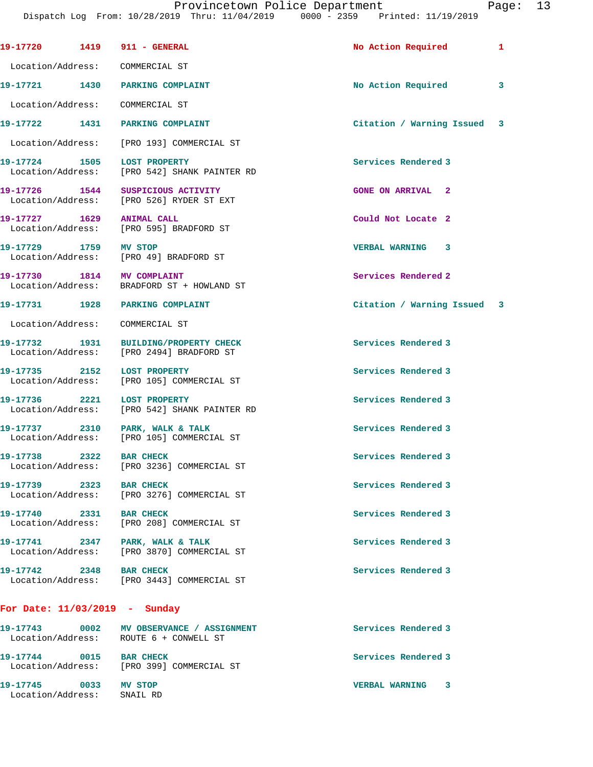| Call # | Time | Call Reason | Action | Priority |
|---|---|---|---|---|
| 19-17720 | 1419 | 911 - GENERAL | No Action Required | 1 |

Location/Address: COMMERCIAL ST

| Call # | Time | Call Reason | Action | Priority |
|---|---|---|---|---|
| 19-17721 | 1430 | PARKING COMPLAINT | No Action Required | 3 |

Location/Address: COMMERCIAL ST

| Call # | Time | Call Reason | Action | Priority |
|---|---|---|---|---|
| 19-17722 | 1431 | PARKING COMPLAINT | Citation / Warning Issued | 3 |

Location/Address: [PRO 193] COMMERCIAL ST

19-17724 1505 LOST PROPERTY — Services Rendered 3
Location/Address: [PRO 542] SHANK PAINTER RD

19-17726 1544 SUSPICIOUS ACTIVITY — GONE ON ARRIVAL 2
Location/Address: [PRO 526] RYDER ST EXT

19-17727 1629 ANIMAL CALL — Could Not Locate 2
Location/Address: [PRO 595] BRADFORD ST

19-17729 1759 MV STOP — VERBAL WARNING 3
Location/Address: [PRO 49] BRADFORD ST

19-17730 1814 MV COMPLAINT — Services Rendered 2
Location/Address: BRADFORD ST + HOWLAND ST

19-17731 1928 PARKING COMPLAINT — Citation / Warning Issued 3
Location/Address: COMMERCIAL ST

19-17732 1931 BUILDING/PROPERTY CHECK — Services Rendered 3
Location/Address: [PRO 2494] BRADFORD ST

19-17735 2152 LOST PROPERTY — Services Rendered 3
Location/Address: [PRO 105] COMMERCIAL ST

19-17736 2221 LOST PROPERTY — Services Rendered 3
Location/Address: [PRO 542] SHANK PAINTER RD

19-17737 2310 PARK, WALK & TALK — Services Rendered 3
Location/Address: [PRO 105] COMMERCIAL ST

19-17738 2322 BAR CHECK — Services Rendered 3
Location/Address: [PRO 3236] COMMERCIAL ST

19-17739 2323 BAR CHECK — Services Rendered 3
Location/Address: [PRO 3276] COMMERCIAL ST

19-17740 2331 BAR CHECK — Services Rendered 3
Location/Address: [PRO 208] COMMERCIAL ST

19-17741 2347 PARK, WALK & TALK — Services Rendered 3
Location/Address: [PRO 3870] COMMERCIAL ST

19-17742 2348 BAR CHECK — Services Rendered 3
Location/Address: [PRO 3443] COMMERCIAL ST

## For Date: 11/03/2019 - Sunday

19-17743 0002 MV OBSERVANCE / ASSIGNMENT — Services Rendered 3
Location/Address: ROUTE 6 + CONWELL ST

19-17744 0015 BAR CHECK — Services Rendered 3
Location/Address: [PRO 399] COMMERCIAL ST

19-17745 0033 MV STOP — VERBAL WARNING 3
Location/Address: SNAIL RD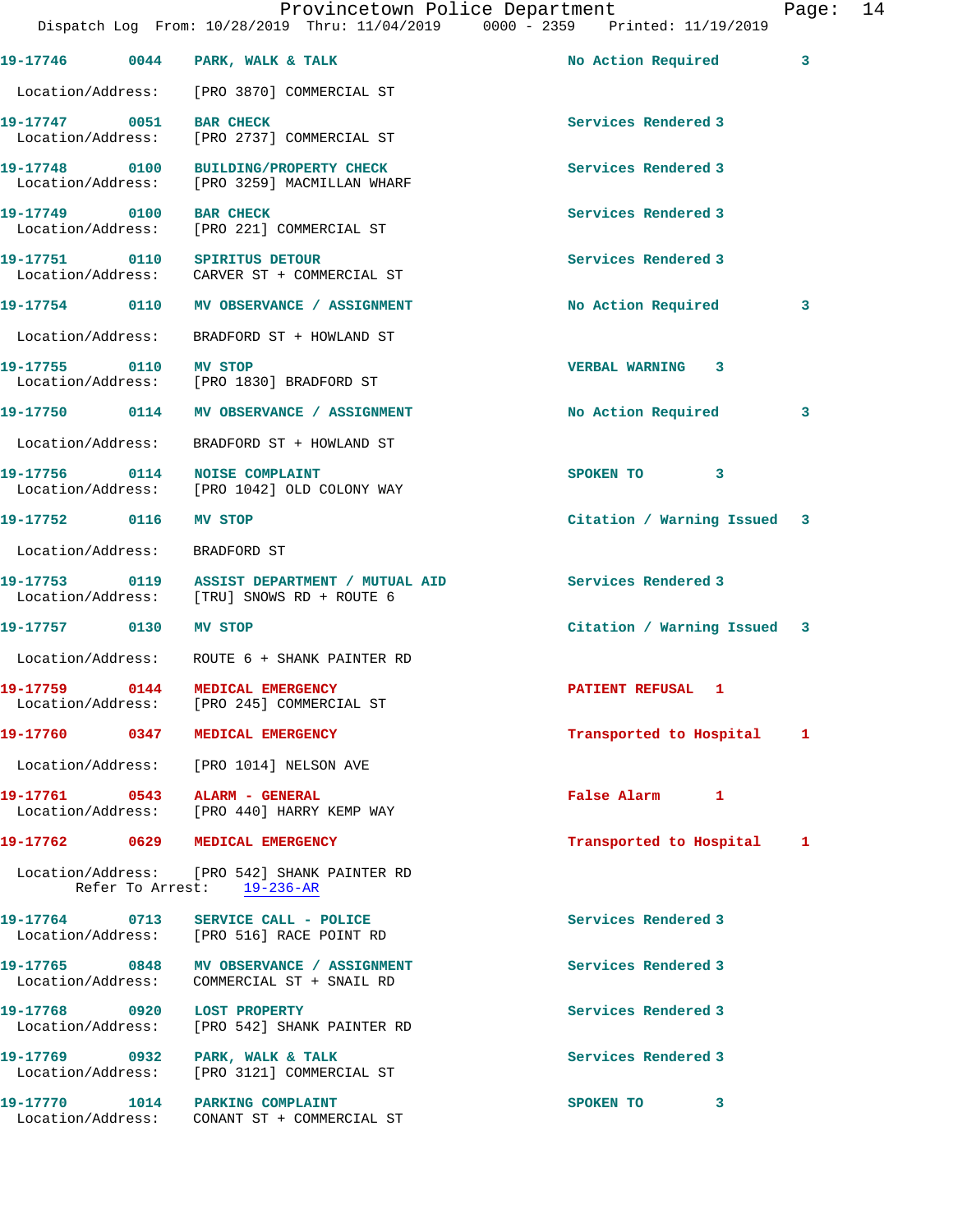19-17746 0044 PARK, WALK & TALK No Action Required 3

Location/Address: [PRO 3870] COMMERCIAL ST

19-17747 0051 BAR CHECK Services Rendered 3
Location/Address: [PRO 2737] COMMERCIAL ST

19-17748 0100 BUILDING/PROPERTY CHECK Services Rendered 3
Location/Address: [PRO 3259] MACMILLAN WHARF

19-17749 0100 BAR CHECK Services Rendered 3
Location/Address: [PRO 221] COMMERCIAL ST

19-17751 0110 SPIRITUS DETOUR Services Rendered 3
Location/Address: CARVER ST + COMMERCIAL ST

19-17754 0110 MV OBSERVANCE / ASSIGNMENT No Action Required 3

Location/Address: BRADFORD ST + HOWLAND ST

19-17755 0110 MV STOP VERBAL WARNING 3
Location/Address: [PRO 1830] BRADFORD ST

19-17750 0114 MV OBSERVANCE / ASSIGNMENT No Action Required 3

Location/Address: BRADFORD ST + HOWLAND ST

19-17756 0114 NOISE COMPLAINT SPOKEN TO 3
Location/Address: [PRO 1042] OLD COLONY WAY

19-17752 0116 MV STOP Citation / Warning Issued 3

Location/Address: BRADFORD ST

19-17753 0119 ASSIST DEPARTMENT / MUTUAL AID Services Rendered 3
Location/Address: [TRU] SNOWS RD + ROUTE 6

19-17757 0130 MV STOP Citation / Warning Issued 3

Location/Address: ROUTE 6 + SHANK PAINTER RD

19-17759 0144 MEDICAL EMERGENCY PATIENT REFUSAL 1
Location/Address: [PRO 245] COMMERCIAL ST

19-17760 0347 MEDICAL EMERGENCY Transported to Hospital 1

Location/Address: [PRO 1014] NELSON AVE

19-17761 0543 ALARM - GENERAL False Alarm 1
Location/Address: [PRO 440] HARRY KEMP WAY

19-17762 0629 MEDICAL EMERGENCY Transported to Hospital 1

Location/Address: [PRO 542] SHANK PAINTER RD
Refer To Arrest: 19-236-AR

19-17764 0713 SERVICE CALL - POLICE Services Rendered 3
Location/Address: [PRO 516] RACE POINT RD

19-17765 0848 MV OBSERVANCE / ASSIGNMENT Services Rendered 3
Location/Address: COMMERCIAL ST + SNAIL RD

19-17768 0920 LOST PROPERTY Services Rendered 3
Location/Address: [PRO 542] SHANK PAINTER RD

19-17769 0932 PARK, WALK & TALK Services Rendered 3
Location/Address: [PRO 3121] COMMERCIAL ST

19-17770 1014 PARKING COMPLAINT SPOKEN TO 3
Location/Address: CONANT ST + COMMERCIAL ST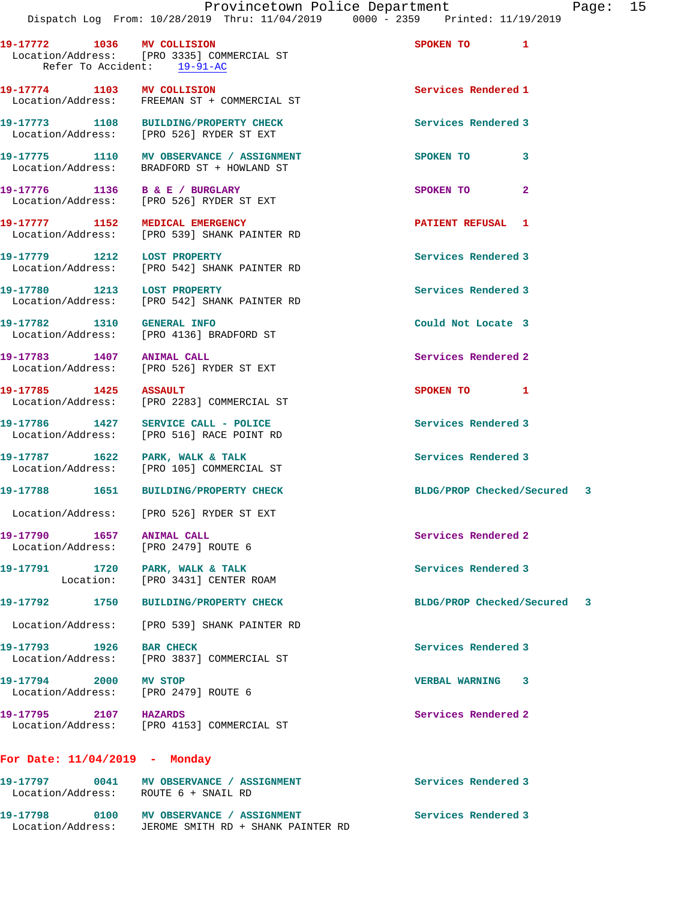19-17772 1036 MV COLLISION SPOKEN TO 1
Location/Address: [PRO 3335] COMMERCIAL ST
Refer To Accident: 19-91-AC

19-17774 1103 MV COLLISION Services Rendered 1
Location/Address: FREEMAN ST + COMMERCIAL ST

19-17773 1108 BUILDING/PROPERTY CHECK Services Rendered 3
Location/Address: [PRO 526] RYDER ST EXT

19-17775 1110 MV OBSERVANCE / ASSIGNMENT SPOKEN TO 3
Location/Address: BRADFORD ST + HOWLAND ST

19-17776 1136 B & E / BURGLARY SPOKEN TO 2
Location/Address: [PRO 526] RYDER ST EXT

19-17777 1152 MEDICAL EMERGENCY PATIENT REFUSAL 1
Location/Address: [PRO 539] SHANK PAINTER RD

19-17779 1212 LOST PROPERTY Services Rendered 3
Location/Address: [PRO 542] SHANK PAINTER RD

19-17780 1213 LOST PROPERTY Services Rendered 3
Location/Address: [PRO 542] SHANK PAINTER RD

19-17782 1310 GENERAL INFO Could Not Locate 3
Location/Address: [PRO 4136] BRADFORD ST

19-17783 1407 ANIMAL CALL Services Rendered 2
Location/Address: [PRO 526] RYDER ST EXT

19-17785 1425 ASSAULT SPOKEN TO 1
Location/Address: [PRO 2283] COMMERCIAL ST

19-17786 1427 SERVICE CALL - POLICE Services Rendered 3
Location/Address: [PRO 516] RACE POINT RD

19-17787 1622 PARK, WALK & TALK Services Rendered 3
Location/Address: [PRO 105] COMMERCIAL ST

19-17788 1651 BUILDING/PROPERTY CHECK BLDG/PROP Checked/Secured 3
Location/Address: [PRO 526] RYDER ST EXT

19-17790 1657 ANIMAL CALL Services Rendered 2
Location/Address: [PRO 2479] ROUTE 6

19-17791 1720 PARK, WALK & TALK Services Rendered 3
Location: [PRO 3431] CENTER ROAM

19-17792 1750 BUILDING/PROPERTY CHECK BLDG/PROP Checked/Secured 3
Location/Address: [PRO 539] SHANK PAINTER RD

19-17793 1926 BAR CHECK Services Rendered 3
Location/Address: [PRO 3837] COMMERCIAL ST

19-17794 2000 MV STOP VERBAL WARNING 3
Location/Address: [PRO 2479] ROUTE 6

19-17795 2107 HAZARDS Services Rendered 2
Location/Address: [PRO 4153] COMMERCIAL ST

## For Date: 11/04/2019 - Monday

19-17797 0041 MV OBSERVANCE / ASSIGNMENT Services Rendered 3
Location/Address: ROUTE 6 + SNAIL RD

19-17798 0100 MV OBSERVANCE / ASSIGNMENT Services Rendered 3
Location/Address: JEROME SMITH RD + SHANK PAINTER RD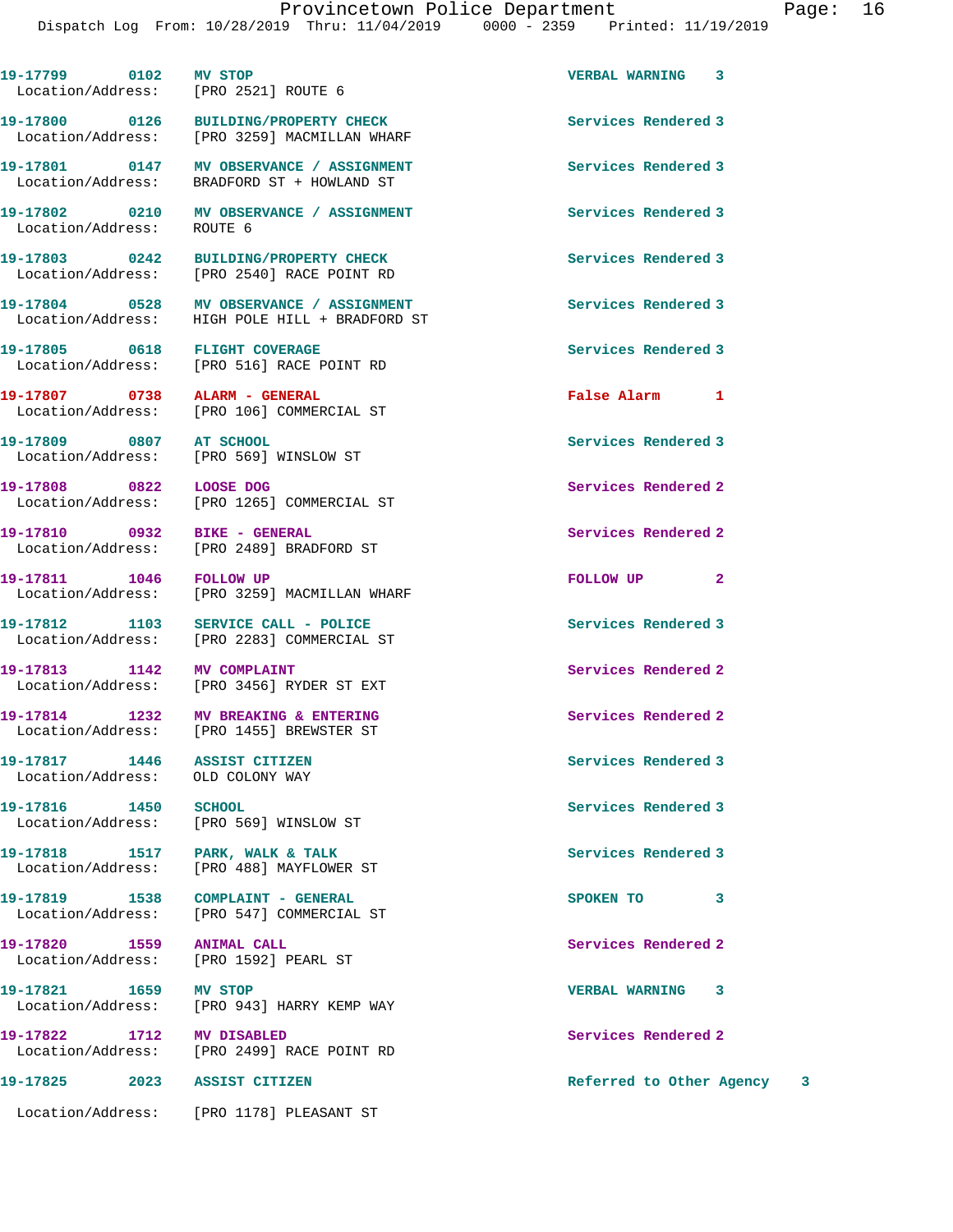| Call # | Time | Call Reason | Action | Priority |
|---|---|---|---|---|
| 19-17799 | 0102 | MV STOP | VERBAL WARNING | 3 |
| Location/Address: | | [PRO 2521] ROUTE 6 | | |
| 19-17800 | 0126 | BUILDING/PROPERTY CHECK | Services Rendered | 3 |
| Location/Address: | | [PRO 3259] MACMILLAN WHARF | | |
| 19-17801 | 0147 | MV OBSERVANCE / ASSIGNMENT | Services Rendered | 3 |
| Location/Address: | | BRADFORD ST + HOWLAND ST | | |
| 19-17802 | 0210 | MV OBSERVANCE / ASSIGNMENT | Services Rendered | 3 |
| Location/Address: | | ROUTE 6 | | |
| 19-17803 | 0242 | BUILDING/PROPERTY CHECK | Services Rendered | 3 |
| Location/Address: | | [PRO 2540] RACE POINT RD | | |
| 19-17804 | 0528 | MV OBSERVANCE / ASSIGNMENT | Services Rendered | 3 |
| Location/Address: | | HIGH POLE HILL + BRADFORD ST | | |
| 19-17805 | 0618 | FLIGHT COVERAGE | Services Rendered | 3 |
| Location/Address: | | [PRO 516] RACE POINT RD | | |
| 19-17807 | 0738 | ALARM - GENERAL | False Alarm | 1 |
| Location/Address: | | [PRO 106] COMMERCIAL ST | | |
| 19-17809 | 0807 | AT SCHOOL | Services Rendered | 3 |
| Location/Address: | | [PRO 569] WINSLOW ST | | |
| 19-17808 | 0822 | LOOSE DOG | Services Rendered | 2 |
| Location/Address: | | [PRO 1265] COMMERCIAL ST | | |
| 19-17810 | 0932 | BIKE - GENERAL | Services Rendered | 2 |
| Location/Address: | | [PRO 2489] BRADFORD ST | | |
| 19-17811 | 1046 | FOLLOW UP | FOLLOW UP | 2 |
| Location/Address: | | [PRO 3259] MACMILLAN WHARF | | |
| 19-17812 | 1103 | SERVICE CALL - POLICE | Services Rendered | 3 |
| Location/Address: | | [PRO 2283] COMMERCIAL ST | | |
| 19-17813 | 1142 | MV COMPLAINT | Services Rendered | 2 |
| Location/Address: | | [PRO 3456] RYDER ST EXT | | |
| 19-17814 | 1232 | MV BREAKING & ENTERING | Services Rendered | 2 |
| Location/Address: | | [PRO 1455] BREWSTER ST | | |
| 19-17817 | 1446 | ASSIST CITIZEN | Services Rendered | 3 |
| Location/Address: | | OLD COLONY WAY | | |
| 19-17816 | 1450 | SCHOOL | Services Rendered | 3 |
| Location/Address: | | [PRO 569] WINSLOW ST | | |
| 19-17818 | 1517 | PARK, WALK & TALK | Services Rendered | 3 |
| Location/Address: | | [PRO 488] MAYFLOWER ST | | |
| 19-17819 | 1538 | COMPLAINT - GENERAL | SPOKEN TO | 3 |
| Location/Address: | | [PRO 547] COMMERCIAL ST | | |
| 19-17820 | 1559 | ANIMAL CALL | Services Rendered | 2 |
| Location/Address: | | [PRO 1592] PEARL ST | | |
| 19-17821 | 1659 | MV STOP | VERBAL WARNING | 3 |
| Location/Address: | | [PRO 943] HARRY KEMP WAY | | |
| 19-17822 | 1712 | MV DISABLED | Services Rendered | 2 |
| Location/Address: | | [PRO 2499] RACE POINT RD | | |
| 19-17825 | 2023 | ASSIST CITIZEN | Referred to Other Agency | 3 |
| Location/Address: | | [PRO 1178] PLEASANT ST | | |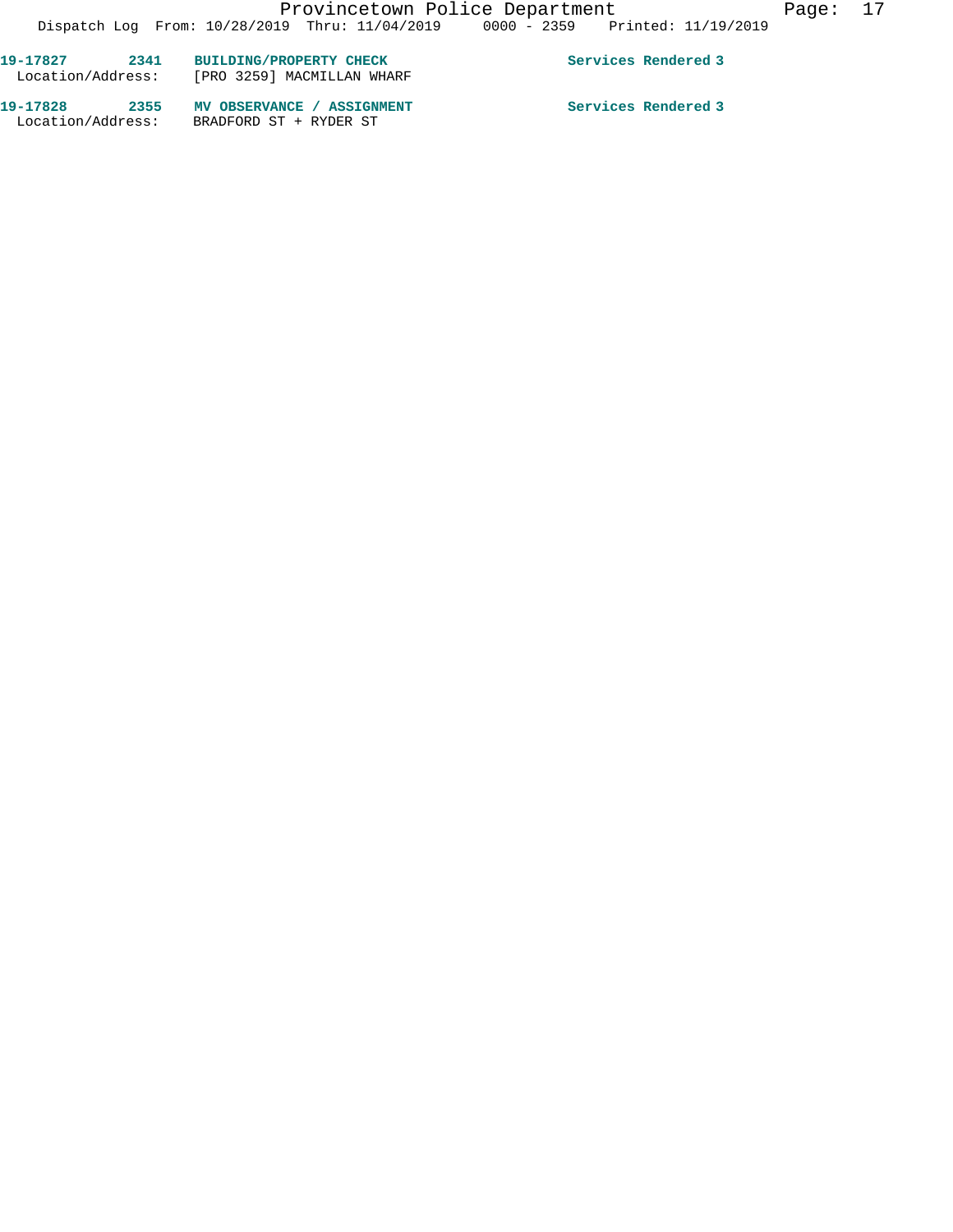19-17827 2341 **BUILDING/PROPERTY CHECK** Services Rendered 3
Location/Address: [PRO 3259] MACMILLAN WHARF

19-17828 2355 **MV OBSERVANCE / ASSIGNMENT** Services Rendered 3
Location/Address: BRADFORD ST + RYDER ST